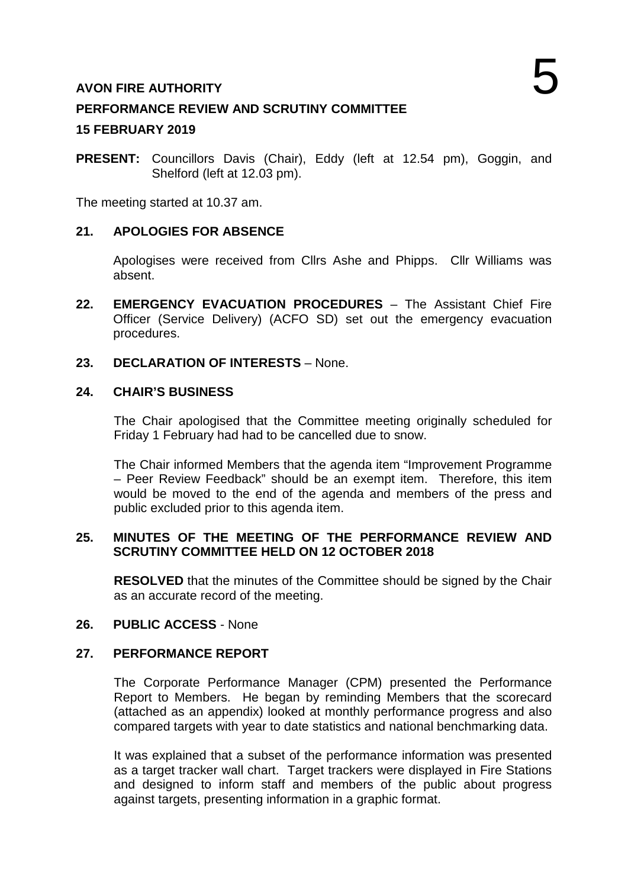# 5

**AVON FIRE AUTHORITY**

**PERFORMANCE REVIEW AND SCRUTINY COMMITTEE**

**15 FEBRUARY 2019**

**PRESENT:** Councillors Davis (Chair), Eddy (left at 12.54 pm), Goggin, and Shelford (left at 12.03 pm).

The meeting started at 10.37 am.

**21. APOLOGIES FOR ABSENCE**

Apologises were received from Cllrs Ashe and Phipps. Cllr Williams was absent.

**22. EMERGENCY EVACUATION PROCEDURES** – The Assistant Chief Fire Officer (Service Delivery) (ACFO SD) set out the emergency evacuation procedures.

**23. DECLARATION OF INTERESTS** – None.

**24. CHAIR'S BUSINESS**

The Chair apologised that the Committee meeting originally scheduled for Friday 1 February had had to be cancelled due to snow.

The Chair informed Members that the agenda item "Improvement Programme – Peer Review Feedback" should be an exempt item. Therefore, this item would be moved to the end of the agenda and members of the press and public excluded prior to this agenda item.

**25. MINUTES OF THE MEETING OF THE PERFORMANCE REVIEW AND SCRUTINY COMMITTEE HELD ON 12 OCTOBER 2018**

**RESOLVED** that the minutes of the Committee should be signed by the Chair as an accurate record of the meeting.

**26. PUBLIC ACCESS** - None

**27. PERFORMANCE REPORT**

The Corporate Performance Manager (CPM) presented the Performance Report to Members. He began by reminding Members that the scorecard (attached as an appendix) looked at monthly performance progress and also compared targets with year to date statistics and national benchmarking data.

It was explained that a subset of the performance information was presented as a target tracker wall chart. Target trackers were displayed in Fire Stations and designed to inform staff and members of the public about progress against targets, presenting information in a graphic format.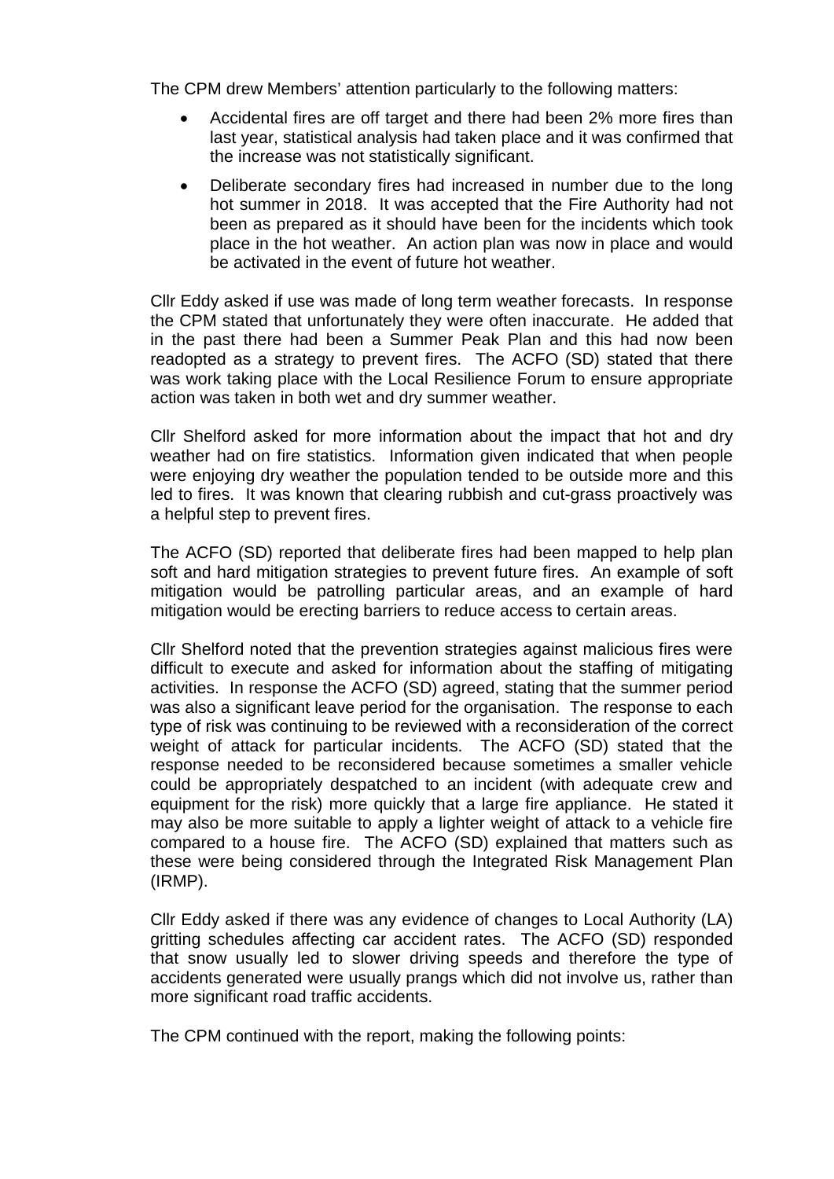The CPM drew Members' attention particularly to the following matters:

- Accidental fires are off target and there had been 2% more fires than last year, statistical analysis had taken place and it was confirmed that the increase was not statistically significant.
- Deliberate secondary fires had increased in number due to the long hot summer in 2018. It was accepted that the Fire Authority had not been as prepared as it should have been for the incidents which took place in the hot weather. An action plan was now in place and would be activated in the event of future hot weather.

Cllr Eddy asked if use was made of long term weather forecasts. In response the CPM stated that unfortunately they were often inaccurate. He added that in the past there had been a Summer Peak Plan and this had now been readopted as a strategy to prevent fires. The ACFO (SD) stated that there was work taking place with the Local Resilience Forum to ensure appropriate action was taken in both wet and dry summer weather.

Cllr Shelford asked for more information about the impact that hot and dry weather had on fire statistics. Information given indicated that when people were enjoying dry weather the population tended to be outside more and this led to fires. It was known that clearing rubbish and cut-grass proactively was a helpful step to prevent fires.

The ACFO (SD) reported that deliberate fires had been mapped to help plan soft and hard mitigation strategies to prevent future fires. An example of soft mitigation would be patrolling particular areas, and an example of hard mitigation would be erecting barriers to reduce access to certain areas.

Cllr Shelford noted that the prevention strategies against malicious fires were difficult to execute and asked for information about the staffing of mitigating activities. In response the ACFO (SD) agreed, stating that the summer period was also a significant leave period for the organisation. The response to each type of risk was continuing to be reviewed with a reconsideration of the correct weight of attack for particular incidents. The ACFO (SD) stated that the response needed to be reconsidered because sometimes a smaller vehicle could be appropriately despatched to an incident (with adequate crew and equipment for the risk) more quickly that a large fire appliance. He stated it may also be more suitable to apply a lighter weight of attack to a vehicle fire compared to a house fire. The ACFO (SD) explained that matters such as these were being considered through the Integrated Risk Management Plan (IRMP).

Cllr Eddy asked if there was any evidence of changes to Local Authority (LA) gritting schedules affecting car accident rates. The ACFO (SD) responded that snow usually led to slower driving speeds and therefore the type of accidents generated were usually prangs which did not involve us, rather than more significant road traffic accidents.

The CPM continued with the report, making the following points: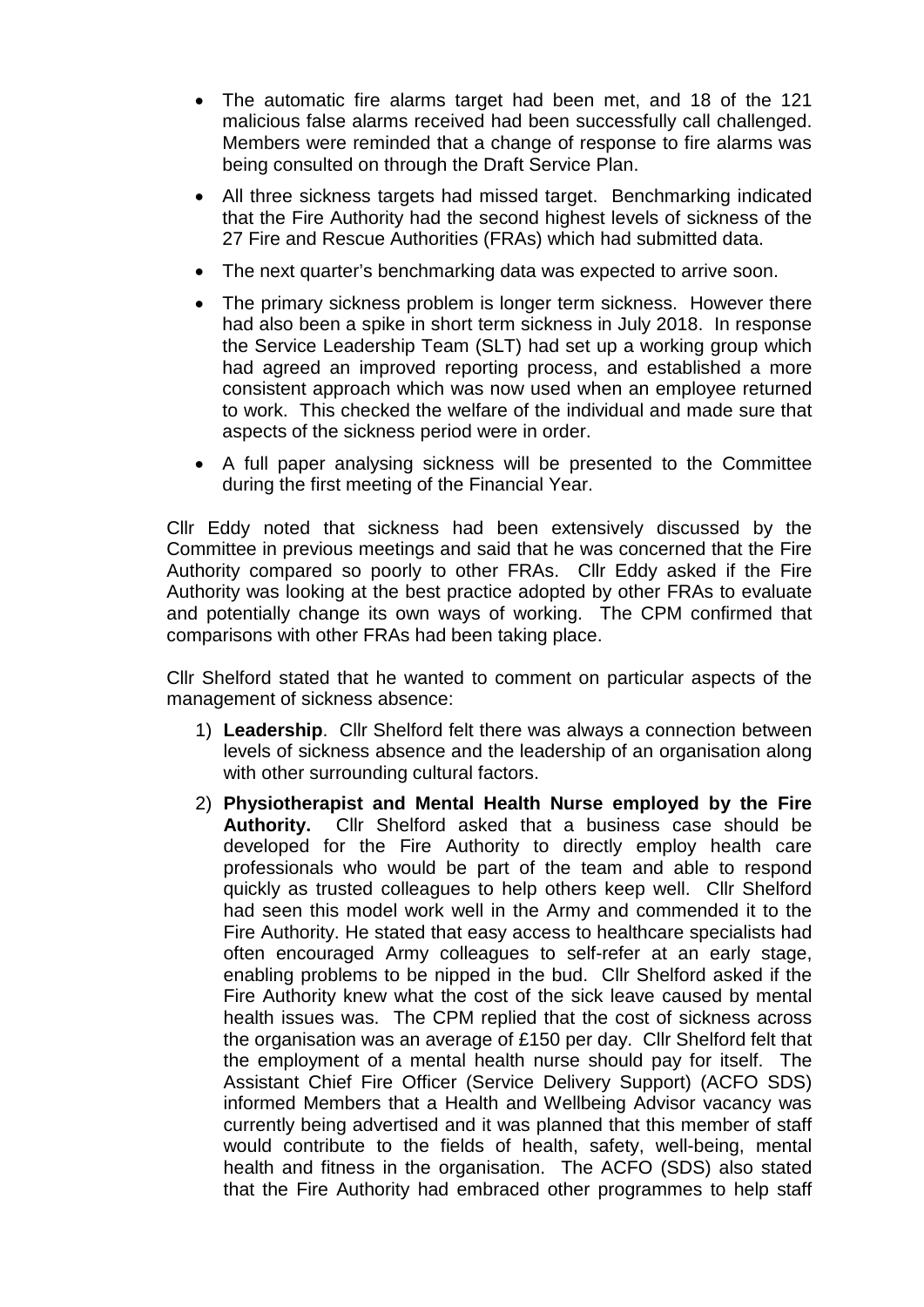- The automatic fire alarms target had been met, and 18 of the 121 malicious false alarms received had been successfully call challenged. Members were reminded that a change of response to fire alarms was being consulted on through the Draft Service Plan.
- All three sickness targets had missed target. Benchmarking indicated that the Fire Authority had the second highest levels of sickness of the 27 Fire and Rescue Authorities (FRAs) which had submitted data.
- The next quarter's benchmarking data was expected to arrive soon.
- The primary sickness problem is longer term sickness. However there had also been a spike in short term sickness in July 2018. In response the Service Leadership Team (SLT) had set up a working group which had agreed an improved reporting process, and established a more consistent approach which was now used when an employee returned to work. This checked the welfare of the individual and made sure that aspects of the sickness period were in order.
- A full paper analysing sickness will be presented to the Committee during the first meeting of the Financial Year.

Cllr Eddy noted that sickness had been extensively discussed by the Committee in previous meetings and said that he was concerned that the Fire Authority compared so poorly to other FRAs. Cllr Eddy asked if the Fire Authority was looking at the best practice adopted by other FRAs to evaluate and potentially change its own ways of working. The CPM confirmed that comparisons with other FRAs had been taking place.

Cllr Shelford stated that he wanted to comment on particular aspects of the management of sickness absence:

1) **Leadership**. Cllr Shelford felt there was always a connection between levels of sickness absence and the leadership of an organisation along with other surrounding cultural factors.
2) **Physiotherapist and Mental Health Nurse employed by the Fire Authority.** Cllr Shelford asked that a business case should be developed for the Fire Authority to directly employ health care professionals who would be part of the team and able to respond quickly as trusted colleagues to help others keep well. Cllr Shelford had seen this model work well in the Army and commended it to the Fire Authority. He stated that easy access to healthcare specialists had often encouraged Army colleagues to self-refer at an early stage, enabling problems to be nipped in the bud. Cllr Shelford asked if the Fire Authority knew what the cost of the sick leave caused by mental health issues was. The CPM replied that the cost of sickness across the organisation was an average of £150 per day. Cllr Shelford felt that the employment of a mental health nurse should pay for itself. The Assistant Chief Fire Officer (Service Delivery Support) (ACFO SDS) informed Members that a Health and Wellbeing Advisor vacancy was currently being advertised and it was planned that this member of staff would contribute to the fields of health, safety, well-being, mental health and fitness in the organisation. The ACFO (SDS) also stated that the Fire Authority had embraced other programmes to help staff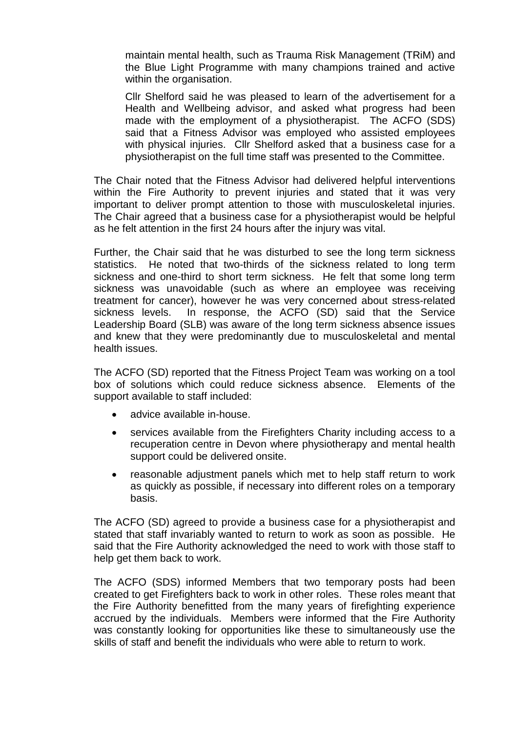maintain mental health, such as Trauma Risk Management (TRiM) and the Blue Light Programme with many champions trained and active within the organisation.

Cllr Shelford said he was pleased to learn of the advertisement for a Health and Wellbeing advisor, and asked what progress had been made with the employment of a physiotherapist. The ACFO (SDS) said that a Fitness Advisor was employed who assisted employees with physical injuries. Cllr Shelford asked that a business case for a physiotherapist on the full time staff was presented to the Committee.

The Chair noted that the Fitness Advisor had delivered helpful interventions within the Fire Authority to prevent injuries and stated that it was very important to deliver prompt attention to those with musculoskeletal injuries. The Chair agreed that a business case for a physiotherapist would be helpful as he felt attention in the first 24 hours after the injury was vital.

Further, the Chair said that he was disturbed to see the long term sickness statistics. He noted that two-thirds of the sickness related to long term sickness and one-third to short term sickness. He felt that some long term sickness was unavoidable (such as where an employee was receiving treatment for cancer), however he was very concerned about stress-related sickness levels. In response, the ACFO (SD) said that the Service Leadership Board (SLB) was aware of the long term sickness absence issues and knew that they were predominantly due to musculoskeletal and mental health issues.

The ACFO (SD) reported that the Fitness Project Team was working on a tool box of solutions which could reduce sickness absence. Elements of the support available to staff included:

- advice available in-house.
- services available from the Firefighters Charity including access to a recuperation centre in Devon where physiotherapy and mental health support could be delivered onsite.
- reasonable adjustment panels which met to help staff return to work as quickly as possible, if necessary into different roles on a temporary basis.

The ACFO (SD) agreed to provide a business case for a physiotherapist and stated that staff invariably wanted to return to work as soon as possible. He said that the Fire Authority acknowledged the need to work with those staff to help get them back to work.

The ACFO (SDS) informed Members that two temporary posts had been created to get Firefighters back to work in other roles. These roles meant that the Fire Authority benefitted from the many years of firefighting experience accrued by the individuals. Members were informed that the Fire Authority was constantly looking for opportunities like these to simultaneously use the skills of staff and benefit the individuals who were able to return to work.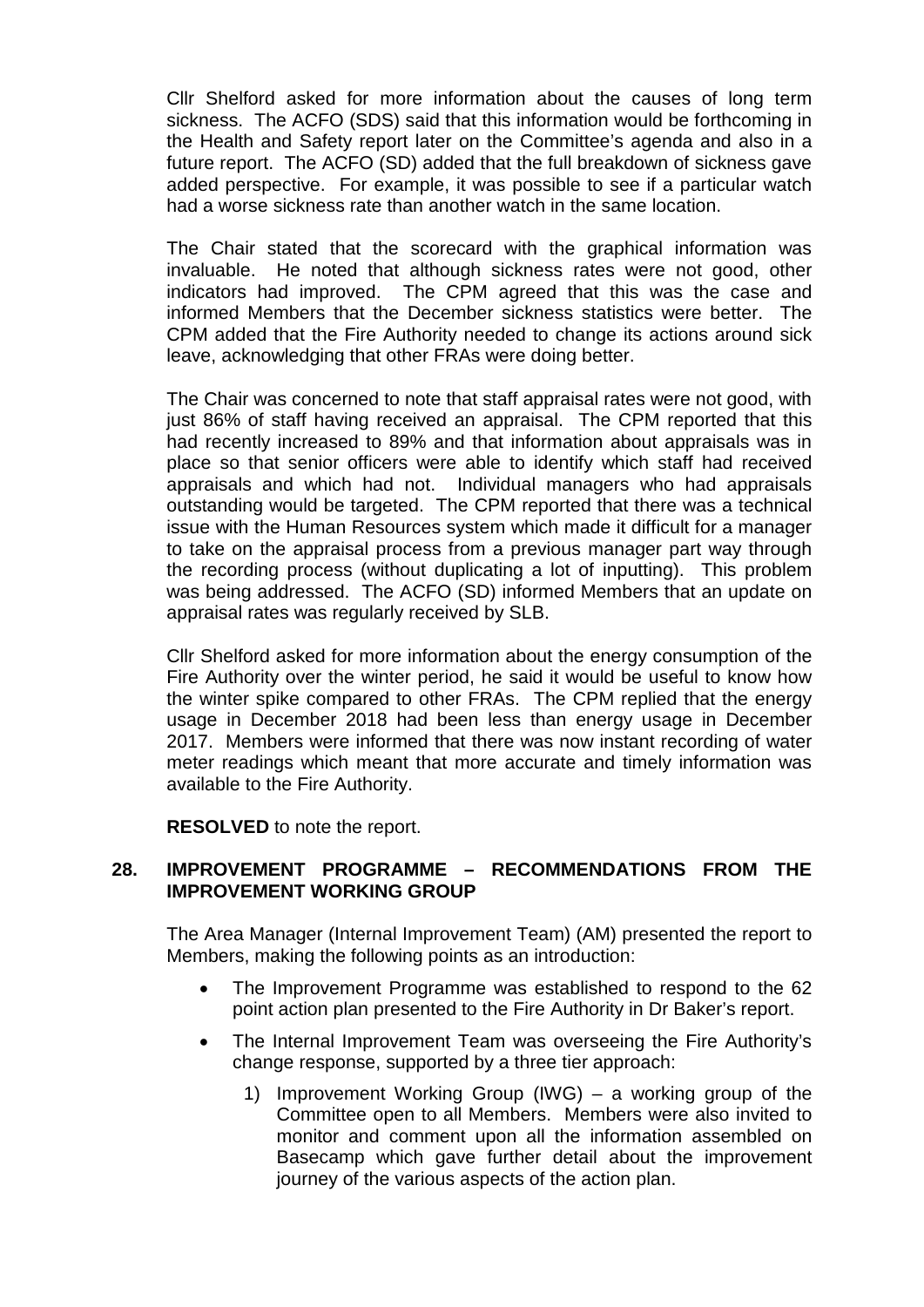Cllr Shelford asked for more information about the causes of long term sickness. The ACFO (SDS) said that this information would be forthcoming in the Health and Safety report later on the Committee's agenda and also in a future report. The ACFO (SD) added that the full breakdown of sickness gave added perspective. For example, it was possible to see if a particular watch had a worse sickness rate than another watch in the same location.

The Chair stated that the scorecard with the graphical information was invaluable. He noted that although sickness rates were not good, other indicators had improved. The CPM agreed that this was the case and informed Members that the December sickness statistics were better. The CPM added that the Fire Authority needed to change its actions around sick leave, acknowledging that other FRAs were doing better.

The Chair was concerned to note that staff appraisal rates were not good, with just 86% of staff having received an appraisal. The CPM reported that this had recently increased to 89% and that information about appraisals was in place so that senior officers were able to identify which staff had received appraisals and which had not. Individual managers who had appraisals outstanding would be targeted. The CPM reported that there was a technical issue with the Human Resources system which made it difficult for a manager to take on the appraisal process from a previous manager part way through the recording process (without duplicating a lot of inputting). This problem was being addressed. The ACFO (SD) informed Members that an update on appraisal rates was regularly received by SLB.

Cllr Shelford asked for more information about the energy consumption of the Fire Authority over the winter period, he said it would be useful to know how the winter spike compared to other FRAs. The CPM replied that the energy usage in December 2018 had been less than energy usage in December 2017. Members were informed that there was now instant recording of water meter readings which meant that more accurate and timely information was available to the Fire Authority.

**RESOLVED** to note the report.

## 28. IMPROVEMENT PROGRAMME – RECOMMENDATIONS FROM THE IMPROVEMENT WORKING GROUP

The Area Manager (Internal Improvement Team) (AM) presented the report to Members, making the following points as an introduction:

- The Improvement Programme was established to respond to the 62 point action plan presented to the Fire Authority in Dr Baker's report.
- The Internal Improvement Team was overseeing the Fire Authority's change response, supported by a three tier approach:
    1) Improvement Working Group (IWG) – a working group of the Committee open to all Members. Members were also invited to monitor and comment upon all the information assembled on Basecamp which gave further detail about the improvement journey of the various aspects of the action plan.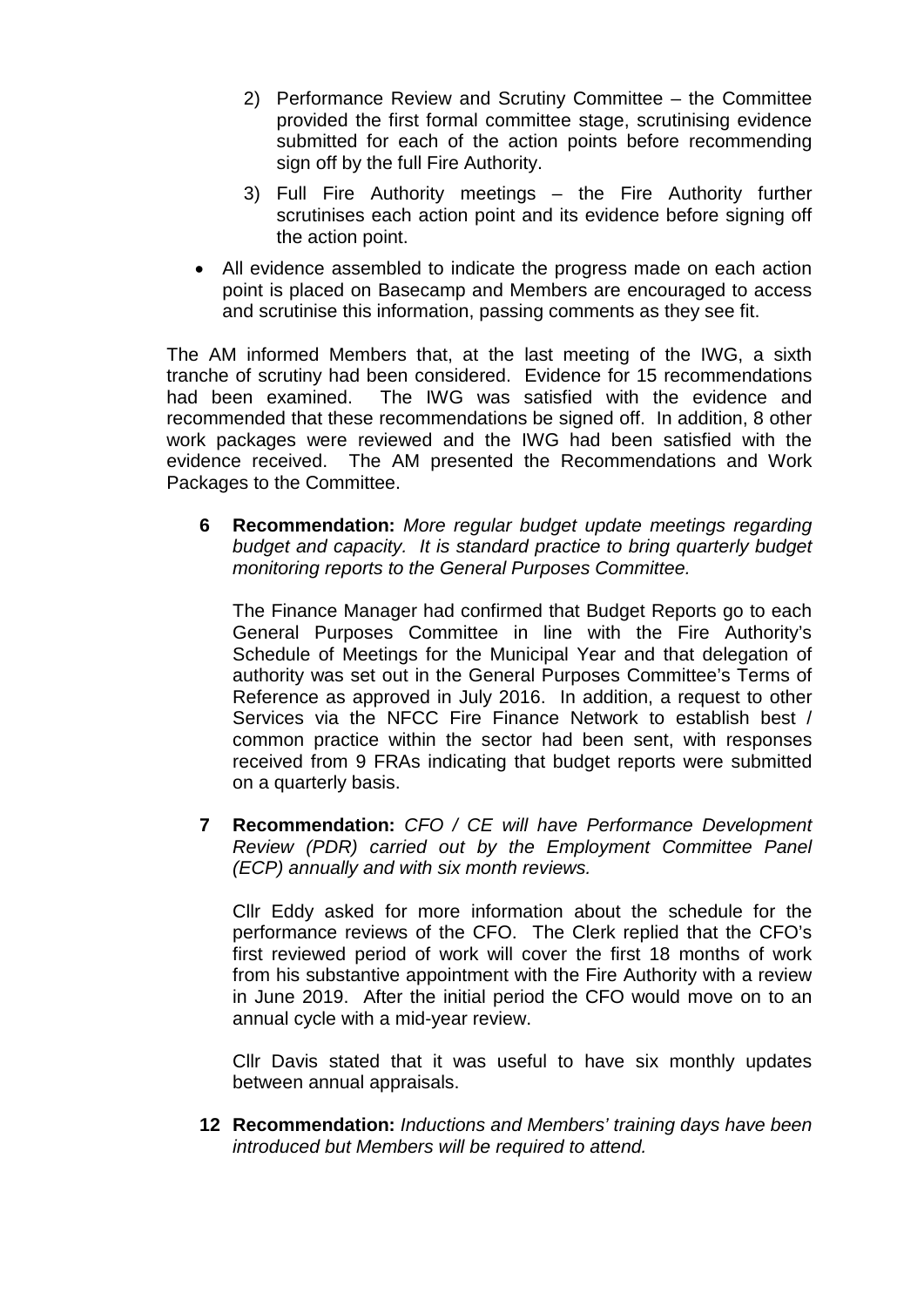2) Performance Review and Scrutiny Committee – the Committee provided the first formal committee stage, scrutinising evidence submitted for each of the action points before recommending sign off by the full Fire Authority.

3) Full Fire Authority meetings – the Fire Authority further scrutinises each action point and its evidence before signing off the action point.

- All evidence assembled to indicate the progress made on each action point is placed on Basecamp and Members are encouraged to access and scrutinise this information, passing comments as they see fit.

The AM informed Members that, at the last meeting of the IWG, a sixth tranche of scrutiny had been considered. Evidence for 15 recommendations had been examined. The IWG was satisfied with the evidence and recommended that these recommendations be signed off. In addition, 8 other work packages were reviewed and the IWG had been satisfied with the evidence received. The AM presented the Recommendations and Work Packages to the Committee.

**6 Recommendation:** *More regular budget update meetings regarding budget and capacity. It is standard practice to bring quarterly budget monitoring reports to the General Purposes Committee.*

The Finance Manager had confirmed that Budget Reports go to each General Purposes Committee in line with the Fire Authority's Schedule of Meetings for the Municipal Year and that delegation of authority was set out in the General Purposes Committee's Terms of Reference as approved in July 2016. In addition, a request to other Services via the NFCC Fire Finance Network to establish best / common practice within the sector had been sent, with responses received from 9 FRAs indicating that budget reports were submitted on a quarterly basis.

**7 Recommendation:** *CFO / CE will have Performance Development Review (PDR) carried out by the Employment Committee Panel (ECP) annually and with six month reviews.*

Cllr Eddy asked for more information about the schedule for the performance reviews of the CFO. The Clerk replied that the CFO's first reviewed period of work will cover the first 18 months of work from his substantive appointment with the Fire Authority with a review in June 2019. After the initial period the CFO would move on to an annual cycle with a mid-year review.

Cllr Davis stated that it was useful to have six monthly updates between annual appraisals.

**12 Recommendation:** *Inductions and Members' training days have been introduced but Members will be required to attend.*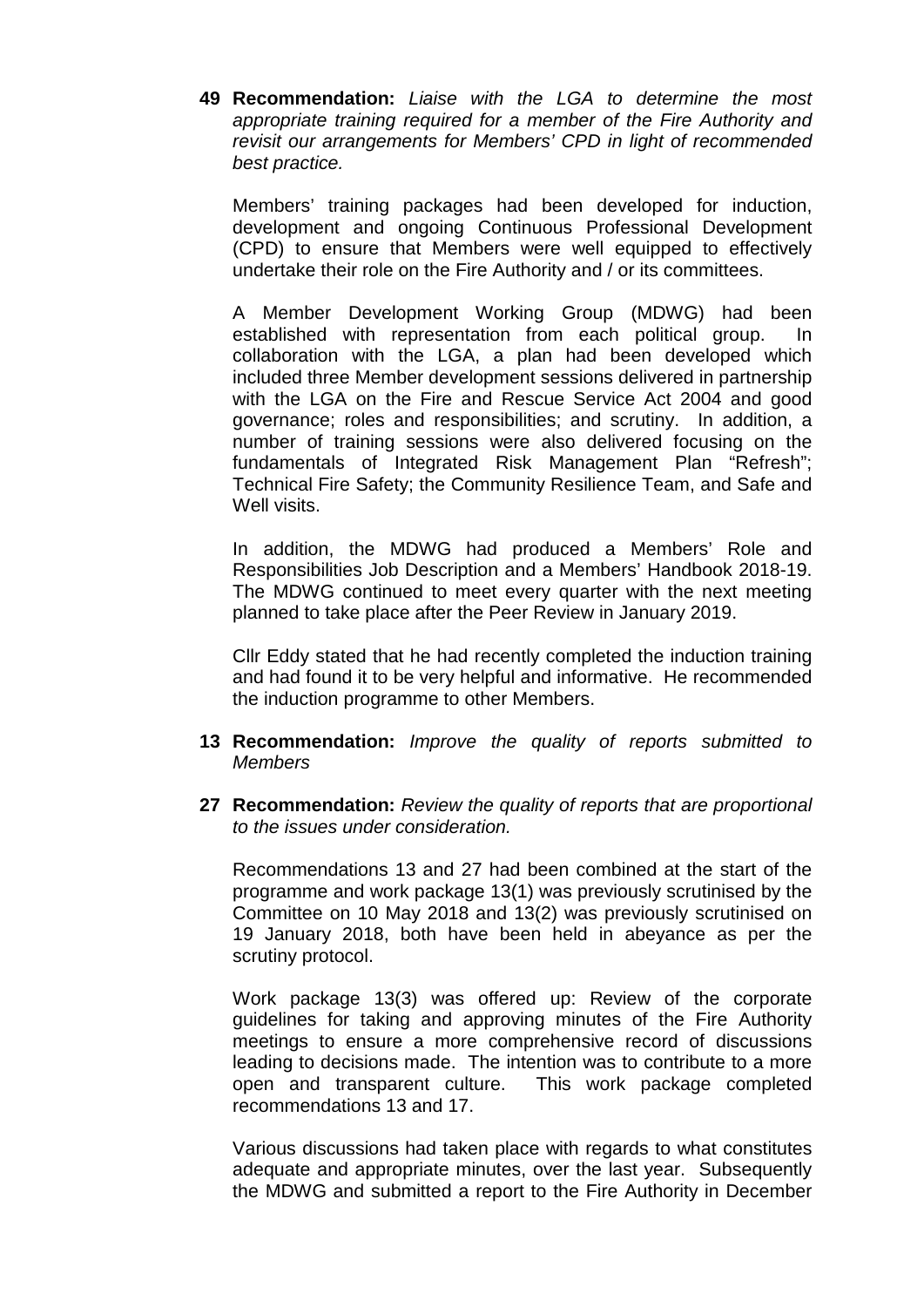**49 Recommendation:** *Liaise with the LGA to determine the most appropriate training required for a member of the Fire Authority and revisit our arrangements for Members' CPD in light of recommended best practice.*

Members' training packages had been developed for induction, development and ongoing Continuous Professional Development (CPD) to ensure that Members were well equipped to effectively undertake their role on the Fire Authority and / or its committees.

A Member Development Working Group (MDWG) had been established with representation from each political group. In collaboration with the LGA, a plan had been developed which included three Member development sessions delivered in partnership with the LGA on the Fire and Rescue Service Act 2004 and good governance; roles and responsibilities; and scrutiny. In addition, a number of training sessions were also delivered focusing on the fundamentals of Integrated Risk Management Plan "Refresh"; Technical Fire Safety; the Community Resilience Team, and Safe and Well visits.

In addition, the MDWG had produced a Members' Role and Responsibilities Job Description and a Members' Handbook 2018-19. The MDWG continued to meet every quarter with the next meeting planned to take place after the Peer Review in January 2019.

Cllr Eddy stated that he had recently completed the induction training and had found it to be very helpful and informative. He recommended the induction programme to other Members.

**13 Recommendation:** *Improve the quality of reports submitted to Members*

**27 Recommendation:** *Review the quality of reports that are proportional to the issues under consideration.*

Recommendations 13 and 27 had been combined at the start of the programme and work package 13(1) was previously scrutinised by the Committee on 10 May 2018 and 13(2) was previously scrutinised on 19 January 2018, both have been held in abeyance as per the scrutiny protocol.

Work package 13(3) was offered up: Review of the corporate guidelines for taking and approving minutes of the Fire Authority meetings to ensure a more comprehensive record of discussions leading to decisions made. The intention was to contribute to a more open and transparent culture. This work package completed recommendations 13 and 17.

Various discussions had taken place with regards to what constitutes adequate and appropriate minutes, over the last year. Subsequently the MDWG and submitted a report to the Fire Authority in December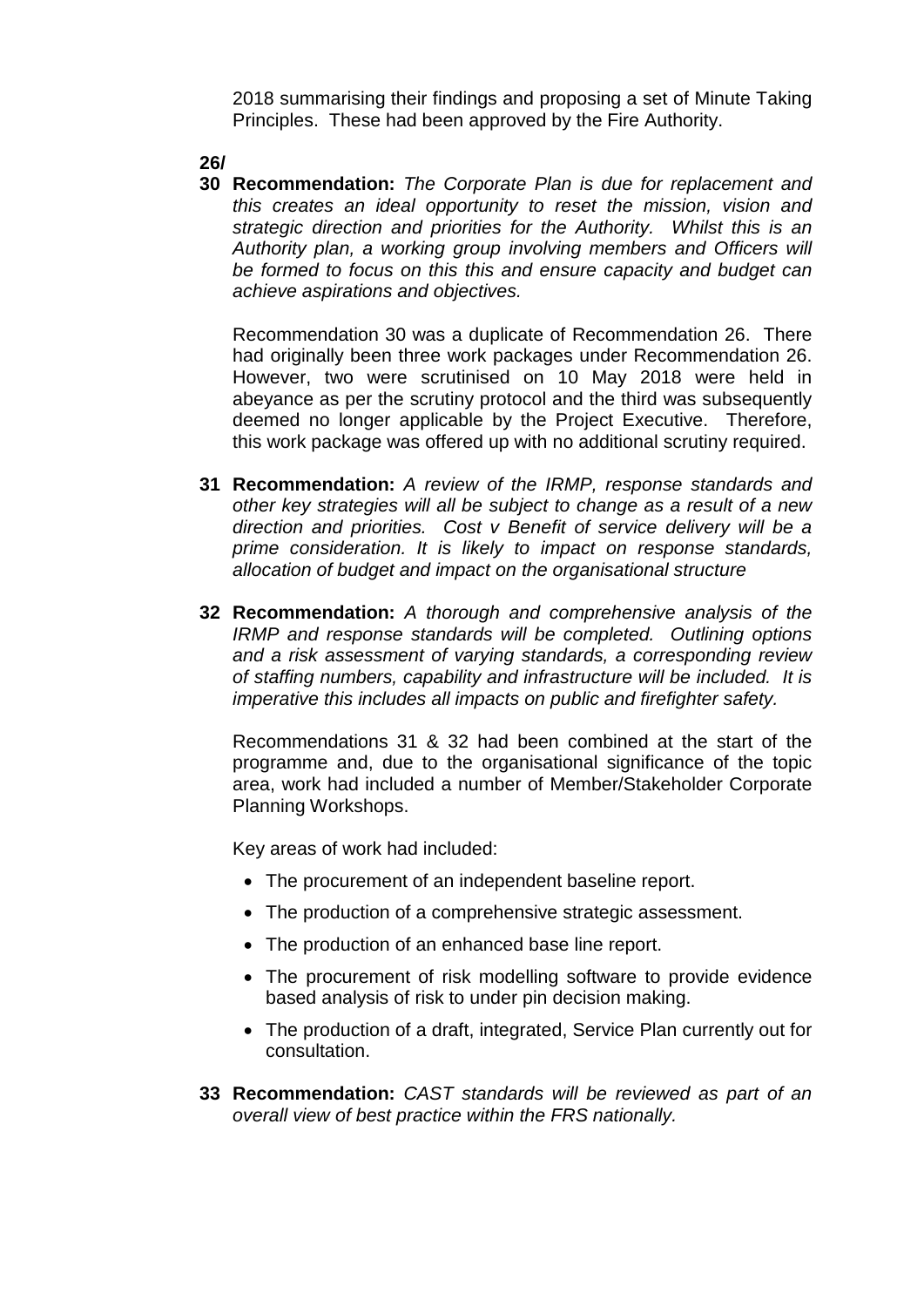2018 summarising their findings and proposing a set of Minute Taking Principles. These had been approved by the Fire Authority.

**26/**
**30 Recommendation:** *The Corporate Plan is due for replacement and this creates an ideal opportunity to reset the mission, vision and strategic direction and priorities for the Authority. Whilst this is an Authority plan, a working group involving members and Officers will be formed to focus on this this and ensure capacity and budget can achieve aspirations and objectives.*

Recommendation 30 was a duplicate of Recommendation 26. There had originally been three work packages under Recommendation 26. However, two were scrutinised on 10 May 2018 were held in abeyance as per the scrutiny protocol and the third was subsequently deemed no longer applicable by the Project Executive. Therefore, this work package was offered up with no additional scrutiny required.

**31 Recommendation:** *A review of the IRMP, response standards and other key strategies will all be subject to change as a result of a new direction and priorities. Cost v Benefit of service delivery will be a prime consideration. It is likely to impact on response standards, allocation of budget and impact on the organisational structure*

**32 Recommendation:** *A thorough and comprehensive analysis of the IRMP and response standards will be completed. Outlining options and a risk assessment of varying standards, a corresponding review of staffing numbers, capability and infrastructure will be included. It is imperative this includes all impacts on public and firefighter safety.*

Recommendations 31 & 32 had been combined at the start of the programme and, due to the organisational significance of the topic area, work had included a number of Member/Stakeholder Corporate Planning Workshops.

Key areas of work had included:

- The procurement of an independent baseline report.
- The production of a comprehensive strategic assessment.
- The production of an enhanced base line report.
- The procurement of risk modelling software to provide evidence based analysis of risk to under pin decision making.
- The production of a draft, integrated, Service Plan currently out for consultation.

**33 Recommendation:** *CAST standards will be reviewed as part of an overall view of best practice within the FRS nationally.*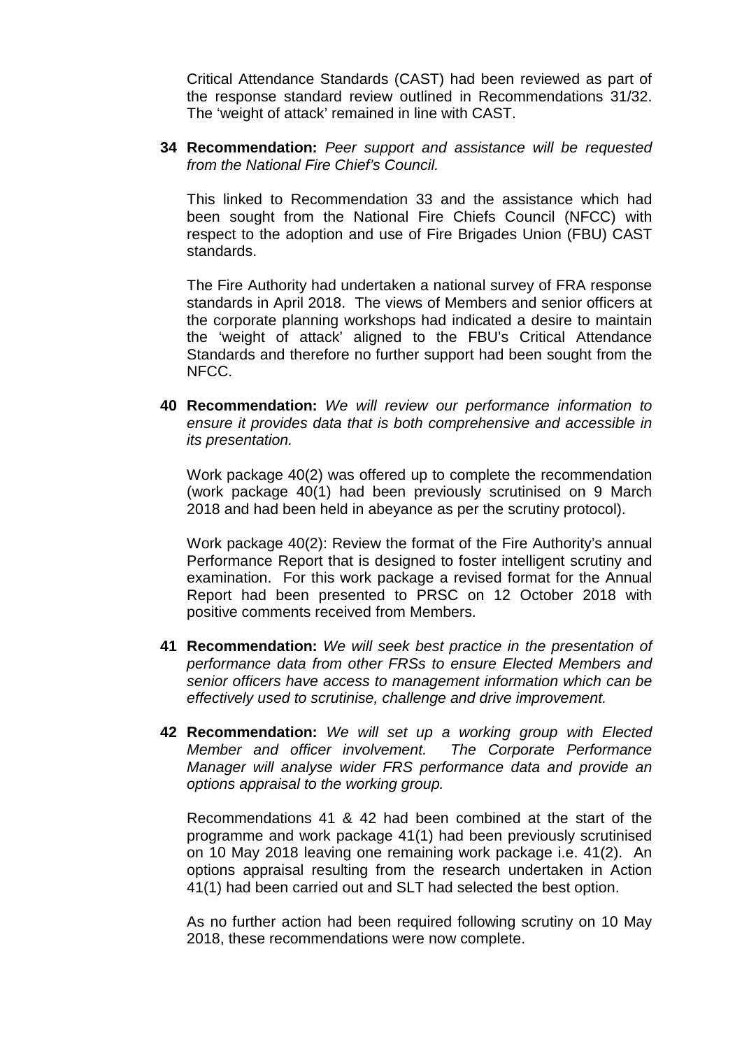Critical Attendance Standards (CAST) had been reviewed as part of the response standard review outlined in Recommendations 31/32. The 'weight of attack' remained in line with CAST.

**34 Recommendation:** *Peer support and assistance will be requested from the National Fire Chief's Council.*

This linked to Recommendation 33 and the assistance which had been sought from the National Fire Chiefs Council (NFCC) with respect to the adoption and use of Fire Brigades Union (FBU) CAST standards.

The Fire Authority had undertaken a national survey of FRA response standards in April 2018. The views of Members and senior officers at the corporate planning workshops had indicated a desire to maintain the 'weight of attack' aligned to the FBU's Critical Attendance Standards and therefore no further support had been sought from the NFCC.

**40 Recommendation:** *We will review our performance information to ensure it provides data that is both comprehensive and accessible in its presentation.*

Work package 40(2) was offered up to complete the recommendation (work package 40(1) had been previously scrutinised on 9 March 2018 and had been held in abeyance as per the scrutiny protocol).

Work package 40(2): Review the format of the Fire Authority's annual Performance Report that is designed to foster intelligent scrutiny and examination. For this work package a revised format for the Annual Report had been presented to PRSC on 12 October 2018 with positive comments received from Members.

**41 Recommendation:** *We will seek best practice in the presentation of performance data from other FRSs to ensure Elected Members and senior officers have access to management information which can be effectively used to scrutinise, challenge and drive improvement.*

**42 Recommendation:** *We will set up a working group with Elected Member and officer involvement. The Corporate Performance Manager will analyse wider FRS performance data and provide an options appraisal to the working group.*

Recommendations 41 & 42 had been combined at the start of the programme and work package 41(1) had been previously scrutinised on 10 May 2018 leaving one remaining work package i.e. 41(2). An options appraisal resulting from the research undertaken in Action 41(1) had been carried out and SLT had selected the best option.

As no further action had been required following scrutiny on 10 May 2018, these recommendations were now complete.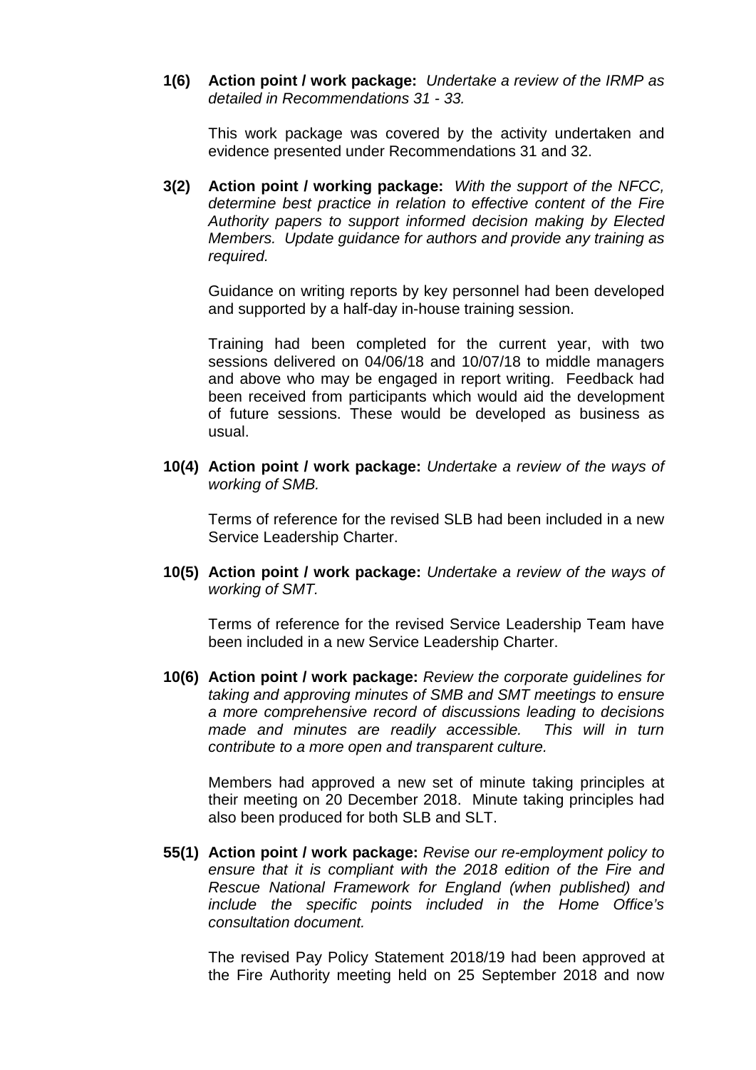**1(6) Action point / work package:** *Undertake a review of the IRMP as detailed in Recommendations 31 - 33.*

This work package was covered by the activity undertaken and evidence presented under Recommendations 31 and 32.

**3(2) Action point / working package:** *With the support of the NFCC, determine best practice in relation to effective content of the Fire Authority papers to support informed decision making by Elected Members. Update guidance for authors and provide any training as required.*

Guidance on writing reports by key personnel had been developed and supported by a half-day in-house training session.

Training had been completed for the current year, with two sessions delivered on 04/06/18 and 10/07/18 to middle managers and above who may be engaged in report writing. Feedback had been received from participants which would aid the development of future sessions. These would be developed as business as usual.

**10(4) Action point / work package:** *Undertake a review of the ways of working of SMB.*

Terms of reference for the revised SLB had been included in a new Service Leadership Charter.

**10(5) Action point / work package:** *Undertake a review of the ways of working of SMT.*

Terms of reference for the revised Service Leadership Team have been included in a new Service Leadership Charter.

**10(6) Action point / work package:** *Review the corporate guidelines for taking and approving minutes of SMB and SMT meetings to ensure a more comprehensive record of discussions leading to decisions made and minutes are readily accessible. This will in turn contribute to a more open and transparent culture.*

Members had approved a new set of minute taking principles at their meeting on 20 December 2018. Minute taking principles had also been produced for both SLB and SLT.

**55(1) Action point / work package:** *Revise our re-employment policy to ensure that it is compliant with the 2018 edition of the Fire and Rescue National Framework for England (when published) and include the specific points included in the Home Office's consultation document.*

The revised Pay Policy Statement 2018/19 had been approved at the Fire Authority meeting held on 25 September 2018 and now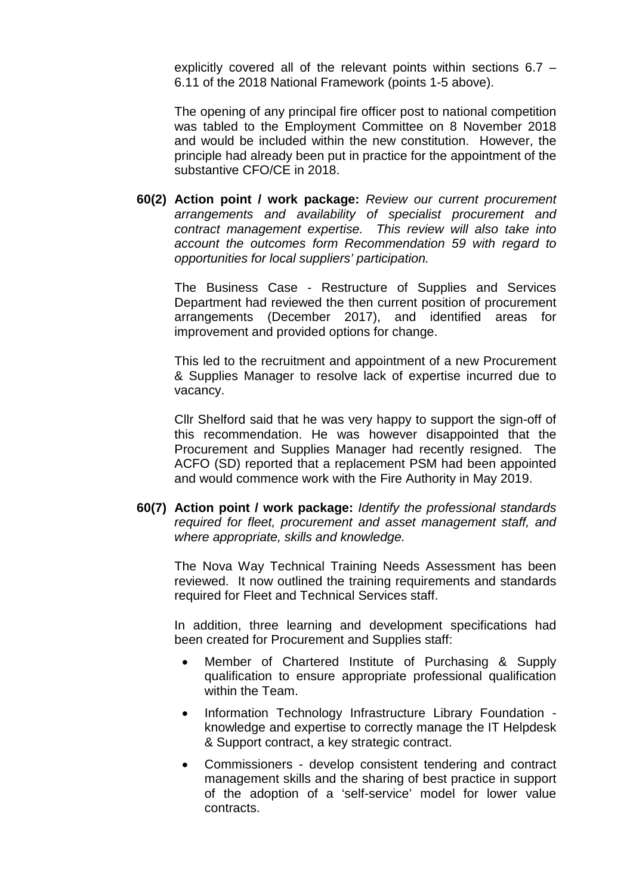explicitly covered all of the relevant points within sections 6.7 – 6.11 of the 2018 National Framework (points 1-5 above).

The opening of any principal fire officer post to national competition was tabled to the Employment Committee on 8 November 2018 and would be included within the new constitution. However, the principle had already been put in practice for the appointment of the substantive CFO/CE in 2018.

**60(2) Action point / work package:** *Review our current procurement arrangements and availability of specialist procurement and contract management expertise. This review will also take into account the outcomes form Recommendation 59 with regard to opportunities for local suppliers' participation.*

The Business Case - Restructure of Supplies and Services Department had reviewed the then current position of procurement arrangements (December 2017), and identified areas for improvement and provided options for change.

This led to the recruitment and appointment of a new Procurement & Supplies Manager to resolve lack of expertise incurred due to vacancy.

Cllr Shelford said that he was very happy to support the sign-off of this recommendation. He was however disappointed that the Procurement and Supplies Manager had recently resigned. The ACFO (SD) reported that a replacement PSM had been appointed and would commence work with the Fire Authority in May 2019.

**60(7) Action point / work package:** *Identify the professional standards required for fleet, procurement and asset management staff, and where appropriate, skills and knowledge.*

The Nova Way Technical Training Needs Assessment has been reviewed. It now outlined the training requirements and standards required for Fleet and Technical Services staff.

In addition, three learning and development specifications had been created for Procurement and Supplies staff:

- Member of Chartered Institute of Purchasing & Supply qualification to ensure appropriate professional qualification within the Team.
- Information Technology Infrastructure Library Foundation - knowledge and expertise to correctly manage the IT Helpdesk & Support contract, a key strategic contract.
- Commissioners - develop consistent tendering and contract management skills and the sharing of best practice in support of the adoption of a 'self-service' model for lower value contracts.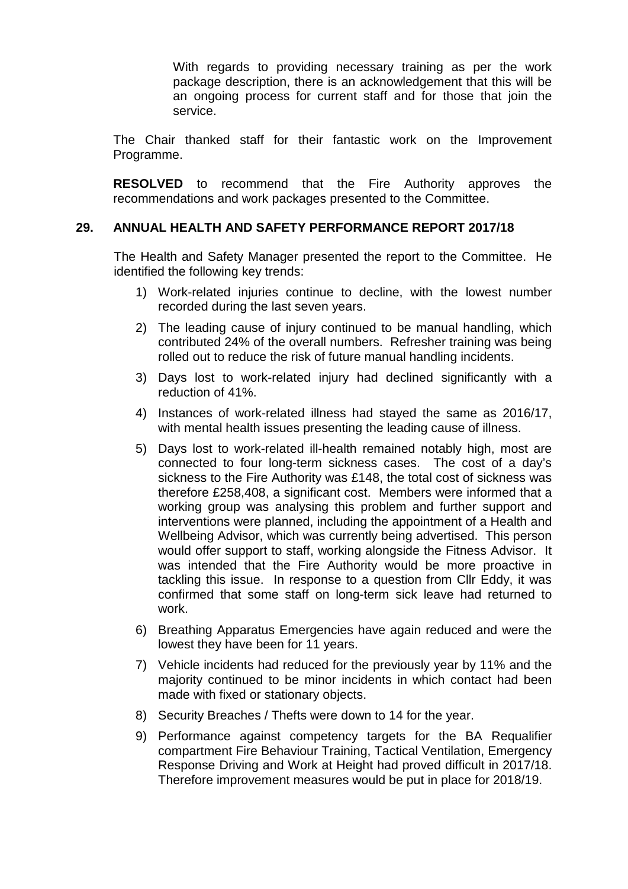With regards to providing necessary training as per the work package description, there is an acknowledgement that this will be an ongoing process for current staff and for those that join the service.

The Chair thanked staff for their fantastic work on the Improvement Programme.

**RESOLVED** to recommend that the Fire Authority approves the recommendations and work packages presented to the Committee.

## 29. ANNUAL HEALTH AND SAFETY PERFORMANCE REPORT 2017/18

The Health and Safety Manager presented the report to the Committee. He identified the following key trends:

1) Work-related injuries continue to decline, with the lowest number recorded during the last seven years.
2) The leading cause of injury continued to be manual handling, which contributed 24% of the overall numbers. Refresher training was being rolled out to reduce the risk of future manual handling incidents.
3) Days lost to work-related injury had declined significantly with a reduction of 41%.
4) Instances of work-related illness had stayed the same as 2016/17, with mental health issues presenting the leading cause of illness.
5) Days lost to work-related ill-health remained notably high, most are connected to four long-term sickness cases. The cost of a day's sickness to the Fire Authority was £148, the total cost of sickness was therefore £258,408, a significant cost. Members were informed that a working group was analysing this problem and further support and interventions were planned, including the appointment of a Health and Wellbeing Advisor, which was currently being advertised. This person would offer support to staff, working alongside the Fitness Advisor. It was intended that the Fire Authority would be more proactive in tackling this issue. In response to a question from Cllr Eddy, it was confirmed that some staff on long-term sick leave had returned to work.
6) Breathing Apparatus Emergencies have again reduced and were the lowest they have been for 11 years.
7) Vehicle incidents had reduced for the previously year by 11% and the majority continued to be minor incidents in which contact had been made with fixed or stationary objects.
8) Security Breaches / Thefts were down to 14 for the year.
9) Performance against competency targets for the BA Requalifier compartment Fire Behaviour Training, Tactical Ventilation, Emergency Response Driving and Work at Height had proved difficult in 2017/18. Therefore improvement measures would be put in place for 2018/19.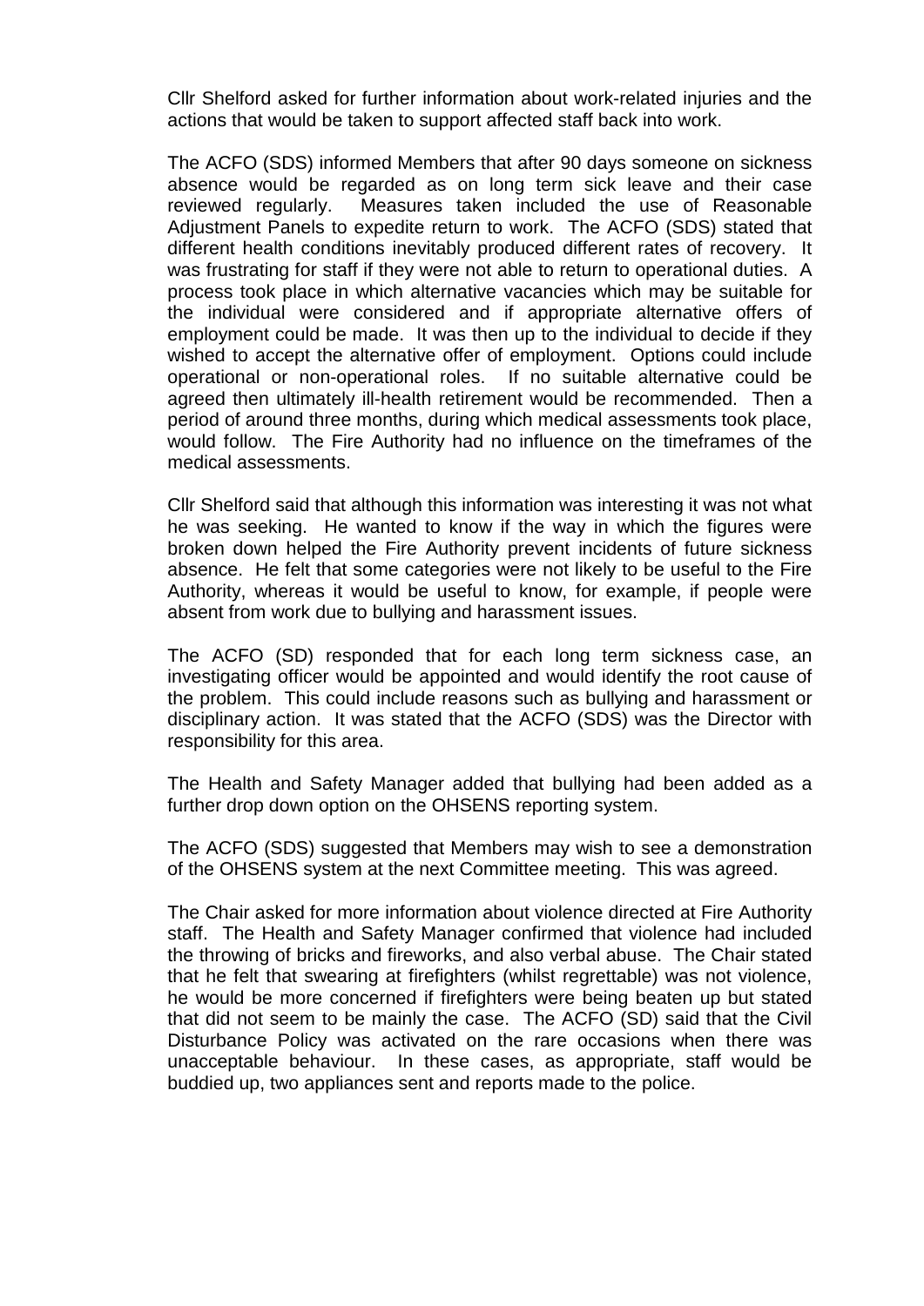Cllr Shelford asked for further information about work-related injuries and the actions that would be taken to support affected staff back into work.

The ACFO (SDS) informed Members that after 90 days someone on sickness absence would be regarded as on long term sick leave and their case reviewed regularly. Measures taken included the use of Reasonable Adjustment Panels to expedite return to work. The ACFO (SDS) stated that different health conditions inevitably produced different rates of recovery. It was frustrating for staff if they were not able to return to operational duties. A process took place in which alternative vacancies which may be suitable for the individual were considered and if appropriate alternative offers of employment could be made. It was then up to the individual to decide if they wished to accept the alternative offer of employment. Options could include operational or non-operational roles. If no suitable alternative could be agreed then ultimately ill-health retirement would be recommended. Then a period of around three months, during which medical assessments took place, would follow. The Fire Authority had no influence on the timeframes of the medical assessments.

Cllr Shelford said that although this information was interesting it was not what he was seeking. He wanted to know if the way in which the figures were broken down helped the Fire Authority prevent incidents of future sickness absence. He felt that some categories were not likely to be useful to the Fire Authority, whereas it would be useful to know, for example, if people were absent from work due to bullying and harassment issues.

The ACFO (SD) responded that for each long term sickness case, an investigating officer would be appointed and would identify the root cause of the problem. This could include reasons such as bullying and harassment or disciplinary action. It was stated that the ACFO (SDS) was the Director with responsibility for this area.

The Health and Safety Manager added that bullying had been added as a further drop down option on the OHSENS reporting system.

The ACFO (SDS) suggested that Members may wish to see a demonstration of the OHSENS system at the next Committee meeting. This was agreed.

The Chair asked for more information about violence directed at Fire Authority staff. The Health and Safety Manager confirmed that violence had included the throwing of bricks and fireworks, and also verbal abuse. The Chair stated that he felt that swearing at firefighters (whilst regrettable) was not violence, he would be more concerned if firefighters were being beaten up but stated that did not seem to be mainly the case. The ACFO (SD) said that the Civil Disturbance Policy was activated on the rare occasions when there was unacceptable behaviour. In these cases, as appropriate, staff would be buddied up, two appliances sent and reports made to the police.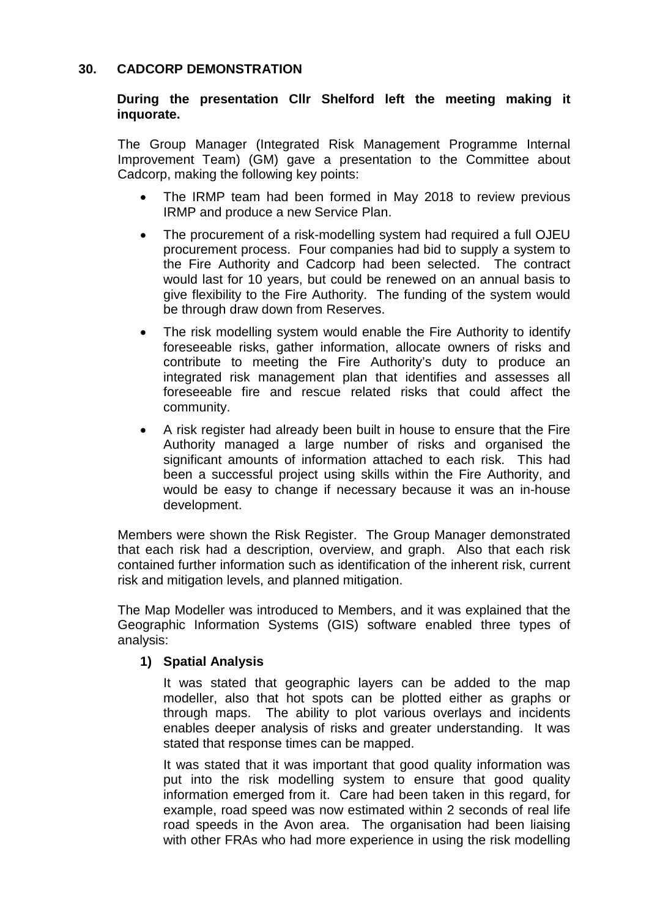## 30. CADCORP DEMONSTRATION

**During the presentation Cllr Shelford left the meeting making it inquorate.**

The Group Manager (Integrated Risk Management Programme Internal Improvement Team) (GM) gave a presentation to the Committee about Cadcorp, making the following key points:

- The IRMP team had been formed in May 2018 to review previous IRMP and produce a new Service Plan.
- The procurement of a risk-modelling system had required a full OJEU procurement process. Four companies had bid to supply a system to the Fire Authority and Cadcorp had been selected. The contract would last for 10 years, but could be renewed on an annual basis to give flexibility to the Fire Authority. The funding of the system would be through draw down from Reserves.
- The risk modelling system would enable the Fire Authority to identify foreseeable risks, gather information, allocate owners of risks and contribute to meeting the Fire Authority's duty to produce an integrated risk management plan that identifies and assesses all foreseeable fire and rescue related risks that could affect the community.
- A risk register had already been built in house to ensure that the Fire Authority managed a large number of risks and organised the significant amounts of information attached to each risk. This had been a successful project using skills within the Fire Authority, and would be easy to change if necessary because it was an in-house development.

Members were shown the Risk Register. The Group Manager demonstrated that each risk had a description, overview, and graph. Also that each risk contained further information such as identification of the inherent risk, current risk and mitigation levels, and planned mitigation.

The Map Modeller was introduced to Members, and it was explained that the Geographic Information Systems (GIS) software enabled three types of analysis:

**1) Spatial Analysis**

It was stated that geographic layers can be added to the map modeller, also that hot spots can be plotted either as graphs or through maps. The ability to plot various overlays and incidents enables deeper analysis of risks and greater understanding. It was stated that response times can be mapped.

It was stated that it was important that good quality information was put into the risk modelling system to ensure that good quality information emerged from it. Care had been taken in this regard, for example, road speed was now estimated within 2 seconds of real life road speeds in the Avon area. The organisation had been liaising with other FRAs who had more experience in using the risk modelling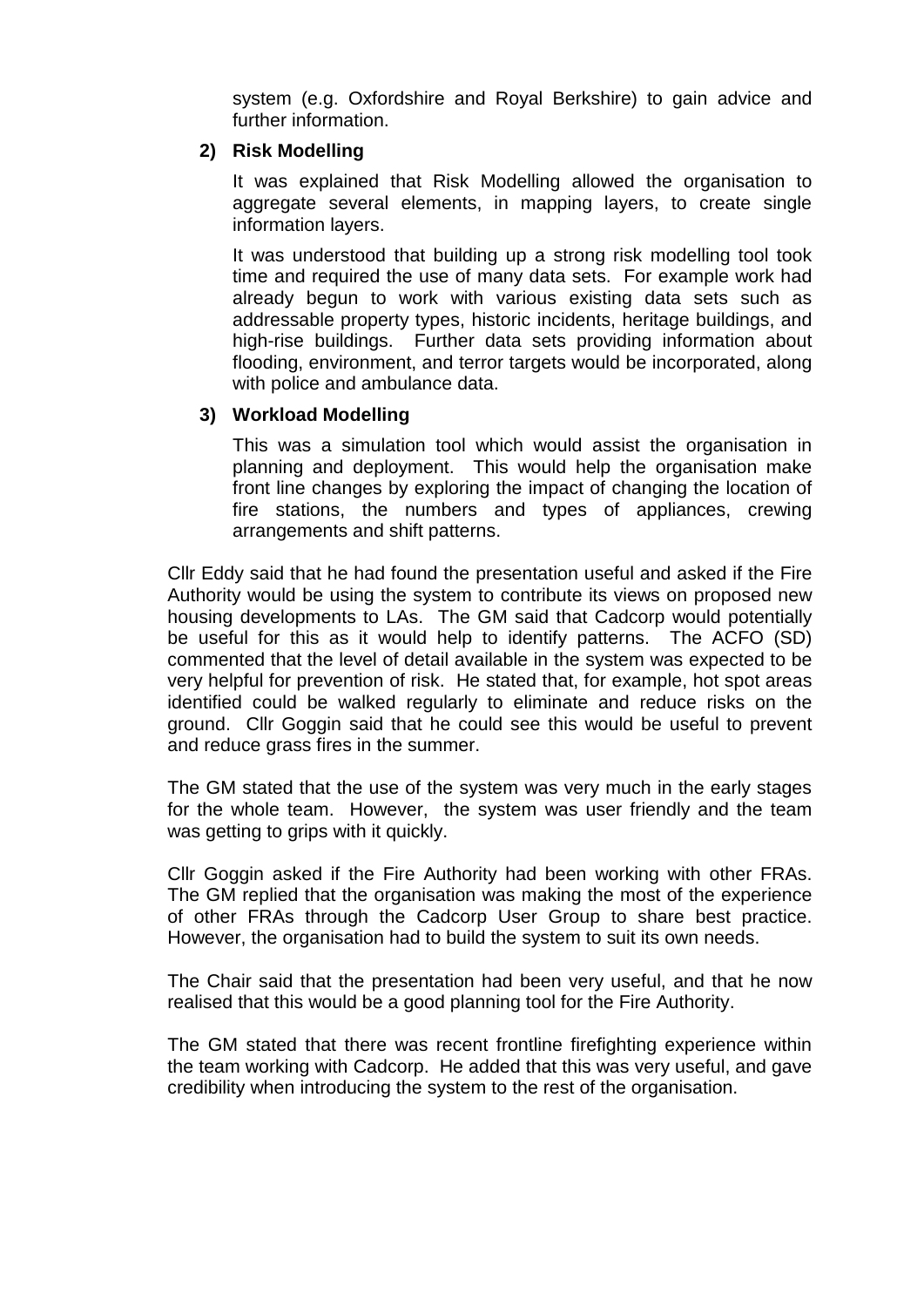system (e.g. Oxfordshire and Royal Berkshire) to gain advice and further information.

**2) Risk Modelling**

It was explained that Risk Modelling allowed the organisation to aggregate several elements, in mapping layers, to create single information layers.

It was understood that building up a strong risk modelling tool took time and required the use of many data sets. For example work had already begun to work with various existing data sets such as addressable property types, historic incidents, heritage buildings, and high-rise buildings. Further data sets providing information about flooding, environment, and terror targets would be incorporated, along with police and ambulance data.

**3) Workload Modelling**

This was a simulation tool which would assist the organisation in planning and deployment. This would help the organisation make front line changes by exploring the impact of changing the location of fire stations, the numbers and types of appliances, crewing arrangements and shift patterns.

Cllr Eddy said that he had found the presentation useful and asked if the Fire Authority would be using the system to contribute its views on proposed new housing developments to LAs. The GM said that Cadcorp would potentially be useful for this as it would help to identify patterns. The ACFO (SD) commented that the level of detail available in the system was expected to be very helpful for prevention of risk. He stated that, for example, hot spot areas identified could be walked regularly to eliminate and reduce risks on the ground. Cllr Goggin said that he could see this would be useful to prevent and reduce grass fires in the summer.

The GM stated that the use of the system was very much in the early stages for the whole team. However, the system was user friendly and the team was getting to grips with it quickly.

Cllr Goggin asked if the Fire Authority had been working with other FRAs. The GM replied that the organisation was making the most of the experience of other FRAs through the Cadcorp User Group to share best practice. However, the organisation had to build the system to suit its own needs.

The Chair said that the presentation had been very useful, and that he now realised that this would be a good planning tool for the Fire Authority.

The GM stated that there was recent frontline firefighting experience within the team working with Cadcorp. He added that this was very useful, and gave credibility when introducing the system to the rest of the organisation.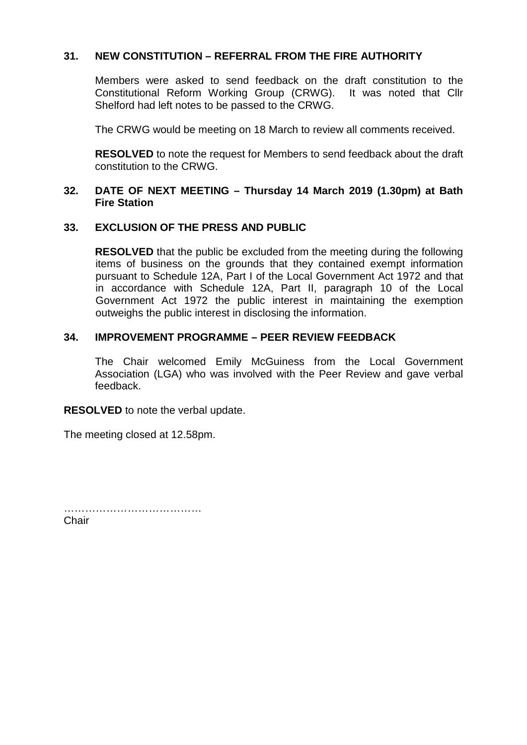## 31. NEW CONSTITUTION – REFERRAL FROM THE FIRE AUTHORITY

Members were asked to send feedback on the draft constitution to the Constitutional Reform Working Group (CRWG). It was noted that Cllr Shelford had left notes to be passed to the CRWG.

The CRWG would be meeting on 18 March to review all comments received.

**RESOLVED** to note the request for Members to send feedback about the draft constitution to the CRWG.

## 32. DATE OF NEXT MEETING – Thursday 14 March 2019 (1.30pm) at Bath Fire Station

## 33. EXCLUSION OF THE PRESS AND PUBLIC

**RESOLVED** that the public be excluded from the meeting during the following items of business on the grounds that they contained exempt information pursuant to Schedule 12A, Part I of the Local Government Act 1972 and that in accordance with Schedule 12A, Part II, paragraph 10 of the Local Government Act 1972 the public interest in maintaining the exemption outweighs the public interest in disclosing the information.

## 34. IMPROVEMENT PROGRAMME – PEER REVIEW FEEDBACK

The Chair welcomed Emily McGuiness from the Local Government Association (LGA) who was involved with the Peer Review and gave verbal feedback.

**RESOLVED** to note the verbal update.

The meeting closed at 12.58pm.

…………………………………
Chair